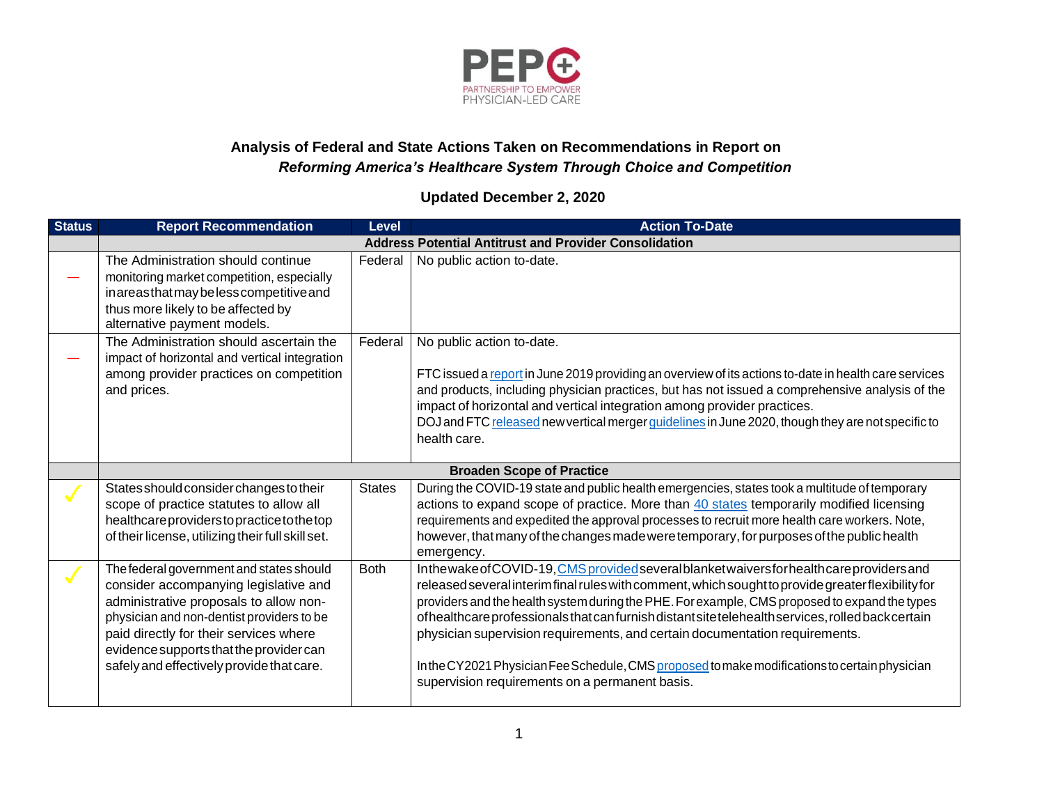PEP+ PARTNERSHIP TO EMPOWER PHYSICIAN-LED CARE

## Analysis of Federal and State Actions Taken on Recommendations in Report on *Reforming America's Healthcare System Through Choice and Competition*

**Updated December 2, 2020**

| Status | Report Recommendation | Level | Action To-Date |
|---|---|---|---|
| | **Address Potential Antitrust and Provider Consolidation** | | |
| — | The Administration should continue monitoring market competition, especially in areas that may be less competitive and thus more likely to be affected by alternative payment models. | Federal | No public action to-date. |
| — | The Administration should ascertain the impact of horizontal and vertical integration among provider practices on competition and prices. | Federal | No public action to-date.<br><br>FTC issued a report in June 2019 providing an overview of its actions to-date in health care services and products, including physician practices, but has not issued a comprehensive analysis of the impact of horizontal and vertical integration among provider practices.<br>DOJ and FTC released new vertical merger guidelines in June 2020, though they are not specific to health care. |
| | **Broaden Scope of Practice** | | |
| ✓ | States should consider changes to their scope of practice statutes to allow all healthcare providers to practice to the top of their license, utilizing their full skill set. | States | During the COVID-19 state and public health emergencies, states took a multitude of temporary actions to expand scope of practice. More than 40 states temporarily modified licensing requirements and expedited the approval processes to recruit more health care workers. Note, however, that many of the changes made were temporary, for purposes of the public health emergency. |
| ✓ | The federal government and states should consider accompanying legislative and administrative proposals to allow non-physician and non-dentist providers to be paid directly for their services where evidence supports that the provider can safely and effectively provide that care. | Both | In the wake of COVID-19, CMS provided several blanket waivers for healthcare providers and released several interim final rules with comment, which sought to provide greater flexibility for providers and the health system during the PHE. For example, CMS proposed to expand the types of healthcare professionals that can furnish distant site telehealth services, rolled back certain physician supervision requirements, and certain documentation requirements.<br><br>In the CY2021 Physician Fee Schedule, CMS proposed to make modifications to certain physician supervision requirements on a permanent basis. |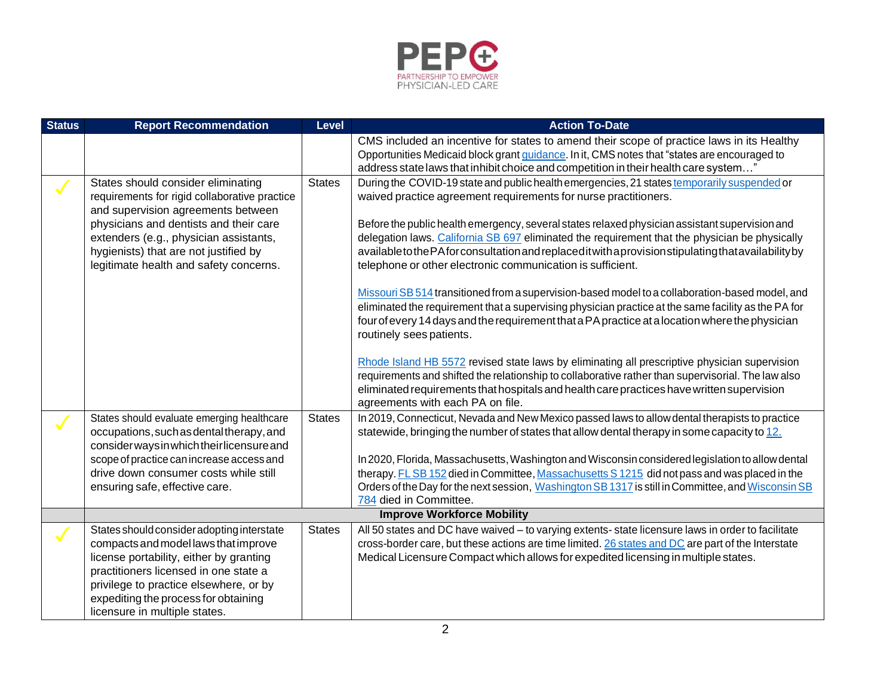| Status | Report Recommendation | Level | Action To-Date |
|---|---|---|---|
| | | | CMS included an incentive for states to amend their scope of practice laws in its Healthy Opportunities Medicaid block grant guidance. In it, CMS notes that "states are encouraged to address state laws that inhibit choice and competition in their health care system…" |
| ✓ | States should consider eliminating requirements for rigid collaborative practice and supervision agreements between physicians and dentists and their care extenders (e.g., physician assistants, hygienists) that are not justified by legitimate health and safety concerns. | States | During the COVID-19 state and public health emergencies, 21 states temporarily suspended or waived practice agreement requirements for nurse practitioners.<br><br>Before the public health emergency, several states relaxed physician assistant supervision and delegation laws. California SB 697 eliminated the requirement that the physician be physically available to the PA for consultation and replaced it with a provision stipulating that availability by telephone or other electronic communication is sufficient.<br><br>Missouri SB 514 transitioned from a supervision-based model to a collaboration-based model, and eliminated the requirement that a supervising physician practice at the same facility as the PA for four of every 14 days and the requirement that a PA practice at a location where the physician routinely sees patients.<br><br>Rhode Island HB 5572 revised state laws by eliminating all prescriptive physician supervision requirements and shifted the relationship to collaborative rather than supervisorial. The law also eliminated requirements that hospitals and health care practices have written supervision agreements with each PA on file. |
| ✓ | States should evaluate emerging healthcare occupations, such as dental therapy, and consider ways in which their licensure and scope of practice can increase access and drive down consumer costs while still ensuring safe, effective care. | States | In 2019, Connecticut, Nevada and New Mexico passed laws to allow dental therapists to practice statewide, bringing the number of states that allow dental therapy in some capacity to 12.<br><br>In 2020, Florida, Massachusetts, Washington and Wisconsin considered legislation to allow dental therapy. FL SB 152 died in Committee, Massachusetts S 1215 did not pass and was placed in the Orders of the Day for the next session, Washington SB 1317 is still in Committee, and Wisconsin SB 784 died in Committee. |
| | **Improve Workforce Mobility** | | |
| ✓ | States should consider adopting interstate compacts and model laws that improve license portability, either by granting practitioners licensed in one state a privilege to practice elsewhere, or by expediting the process for obtaining licensure in multiple states. | States | All 50 states and DC have waived – to varying extents- state licensure laws in order to facilitate cross-border care, but these actions are time limited. 26 states and DC are part of the Interstate Medical Licensure Compact which allows for expedited licensing in multiple states. |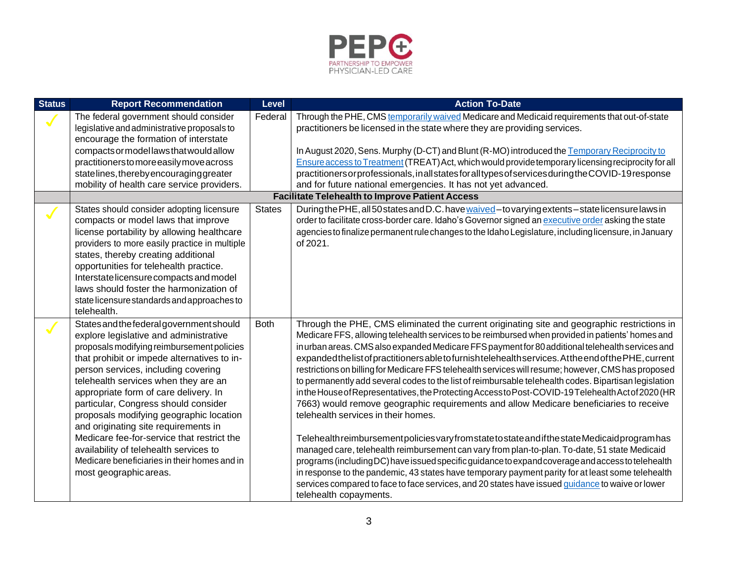| Status | Report Recommendation | Level | Action To-Date |
|---|---|---|---|
| ✓ | The federal government should consider legislative and administrative proposals to encourage the formation of interstate compacts or model laws that would allow practitioners to more easily move across state lines, thereby encouraging greater mobility of health care service providers. | Federal | Through the PHE, CMS temporarily waived Medicare and Medicaid requirements that out-of-state practitioners be licensed in the state where they are providing services.<br><br>In August 2020, Sens. Murphy (D-CT) and Blunt (R-MO) introduced the Temporary Reciprocity to Ensure access to Treatment (TREAT) Act, which would provide temporary licensing reciprocity for all practitioners or professionals, in all states for all types of services during the COVID-19 response and for future national emergencies. It has not yet advanced. |
| | **Facilitate Telehealth to Improve Patient Access** | | |
| ✓ | States should consider adopting licensure compacts or model laws that improve license portability by allowing healthcare providers to more easily practice in multiple states, thereby creating additional opportunities for telehealth practice. Interstate licensure compacts and model laws should foster the harmonization of state licensure standards and approaches to telehealth. | States | During the PHE, all 50 states and D.C. have waived – to varying extents – state licensure laws in order to facilitate cross-border care. Idaho's Governor signed an executive order asking the state agencies to finalize permanent rule changes to the Idaho Legislature, including licensure, in January of 2021. |
| ✓ | States and the federal government should explore legislative and administrative proposals modifying reimbursement policies that prohibit or impede alternatives to in-person services, including covering telehealth services when they are an appropriate form of care delivery. In particular, Congress should consider proposals modifying geographic location and originating site requirements in Medicare fee-for-service that restrict the availability of telehealth services to Medicare beneficiaries in their homes and in most geographic areas. | Both | Through the PHE, CMS eliminated the current originating site and geographic restrictions in Medicare FFS, allowing telehealth services to be reimbursed when provided in patients' homes and in urban areas. CMS also expanded Medicare FFS payment for 80 additional telehealth services and expanded the list of practitioners able to furnish telehealth services. At the end of the PHE, current restrictions on billing for Medicare FFS telehealth services will resume; however, CMS has proposed to permanently add several codes to the list of reimbursable telehealth codes. Bipartisan legislation in the House of Representatives, the Protecting Access to Post-COVID-19 Telehealth Act of 2020 (HR 7663) would remove geographic requirements and allow Medicare beneficiaries to receive telehealth services in their homes.<br><br>Telehealth reimbursement policies vary from state to state and if the state Medicaid program has managed care, telehealth reimbursement can vary from plan-to-plan. To-date, 51 state Medicaid programs (including DC) have issued specific guidance to expand coverage and access to telehealth in response to the pandemic, 43 states have temporary payment parity for at least some telehealth services compared to face to face services, and 20 states have issued guidance to waive or lower telehealth copayments. |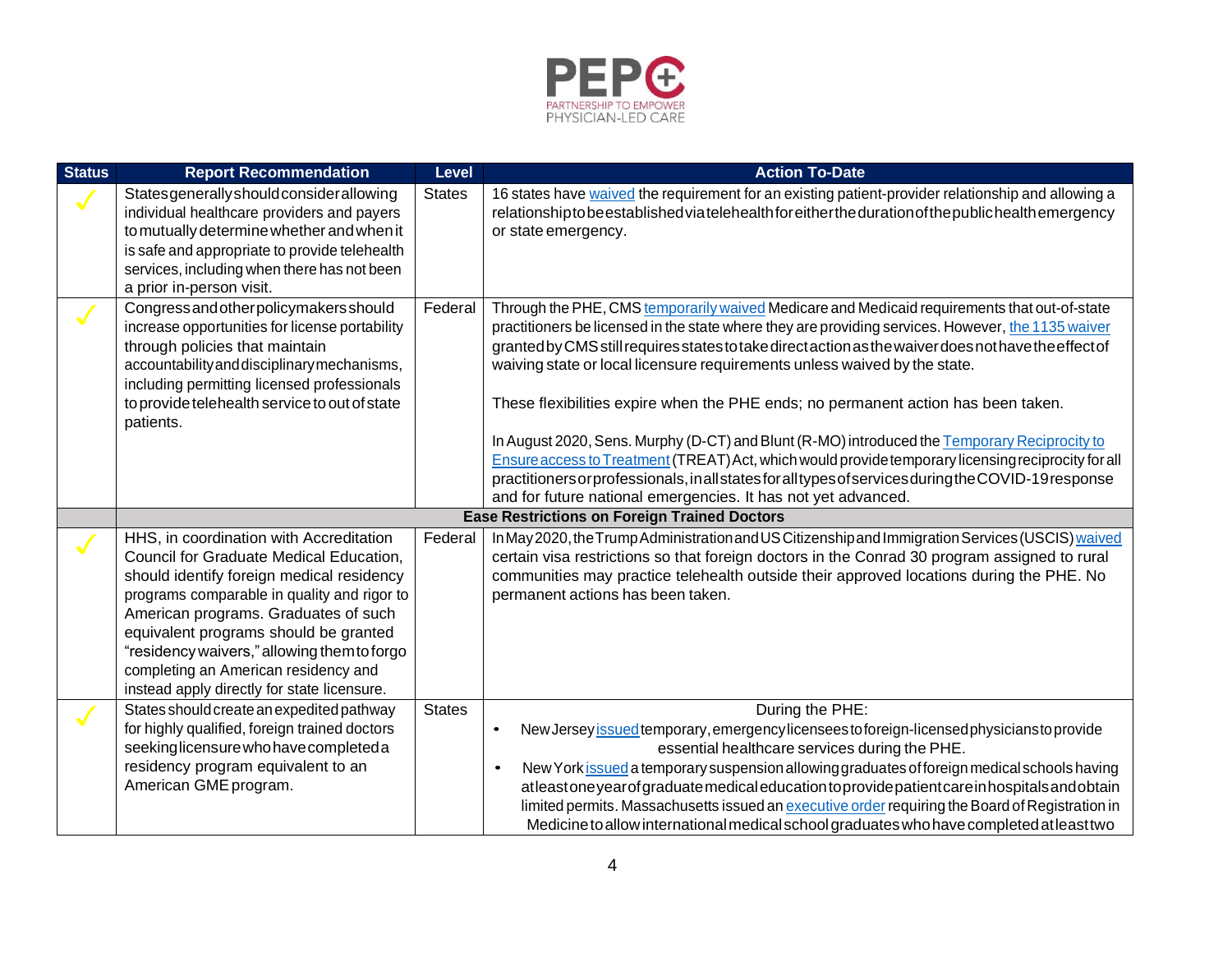| Status | Report Recommendation | Level | Action To-Date |
|---|---|---|---|
| ✓ | States generally should consider allowing individual healthcare providers and payers to mutually determine whether and when it is safe and appropriate to provide telehealth services, including when there has not been a prior in-person visit. | States | 16 states have waived the requirement for an existing patient-provider relationship and allowing a relationship to be established via telehealth for either the duration of the public health emergency or state emergency. |
| ✓ | Congress and other policymakers should increase opportunities for license portability through policies that maintain accountability and disciplinary mechanisms, including permitting licensed professionals to provide telehealth service to out of state patients. | Federal | Through the PHE, CMS temporarily waived Medicare and Medicaid requirements that out-of-state practitioners be licensed in the state where they are providing services. However, the 1135 waiver granted by CMS still requires states to take direct action as the waiver does not have the effect of waiving state or local licensure requirements unless waived by the state.<br><br>These flexibilities expire when the PHE ends; no permanent action has been taken.<br><br>In August 2020, Sens. Murphy (D-CT) and Blunt (R-MO) introduced the Temporary Reciprocity to Ensure access to Treatment (TREAT) Act, which would provide temporary licensing reciprocity for all practitioners or professionals, in all states for all types of services during the COVID-19 response and for future national emergencies. It has not yet advanced. |
| | **Ease Restrictions on Foreign Trained Doctors** | | |
| ✓ | HHS, in coordination with Accreditation Council for Graduate Medical Education, should identify foreign medical residency programs comparable in quality and rigor to American programs. Graduates of such equivalent programs should be granted "residency waivers," allowing them to forgo completing an American residency and instead apply directly for state licensure. | Federal | In May 2020, the Trump Administration and US Citizenship and Immigration Services (USCIS) waived certain visa restrictions so that foreign doctors in the Conrad 30 program assigned to rural communities may practice telehealth outside their approved locations during the PHE. No permanent actions has been taken. |
| ✓ | States should create an expedited pathway for highly qualified, foreign trained doctors seeking licensure who have completed a residency program equivalent to an American GME program. | States | During the PHE:<br>• New Jersey issued temporary, emergency licensees to foreign-licensed physicians to provide essential healthcare services during the PHE.<br>• New York issued a temporary suspension allowing graduates of foreign medical schools having at least one year of graduate medical education to provide patient care in hospitals and obtain limited permits. Massachusetts issued an executive order requiring the Board of Registration in Medicine to allow international medical school graduates who have completed at least two |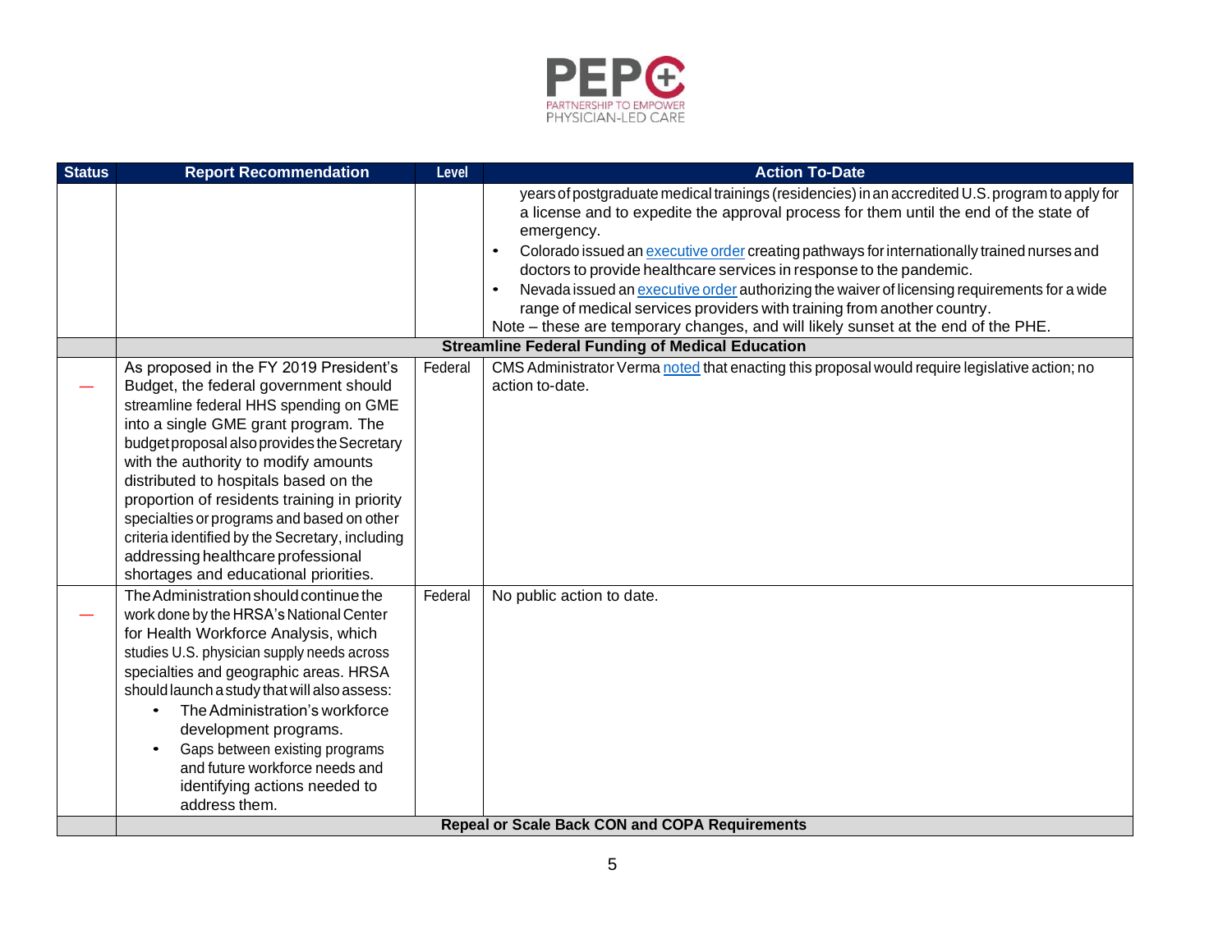| Status | Report Recommendation | Level | Action To-Date |
|---|---|---|---|
| | | | years of postgraduate medical trainings (residencies) in an accredited U.S. program to apply for a license and to expedite the approval process for them until the end of the state of emergency.<br>• Colorado issued an executive order creating pathways for internationally trained nurses and doctors to provide healthcare services in response to the pandemic.<br>• Nevada issued an executive order authorizing the waiver of licensing requirements for a wide range of medical services providers with training from another country.<br>Note – these are temporary changes, and will likely sunset at the end of the PHE. |
| | **Streamline Federal Funding of Medical Education** | | |
| — | As proposed in the FY 2019 President's Budget, the federal government should streamline federal HHS spending on GME into a single GME grant program. The budget proposal also provides the Secretary with the authority to modify amounts distributed to hospitals based on the proportion of residents training in priority specialties or programs and based on other criteria identified by the Secretary, including addressing healthcare professional shortages and educational priorities. | Federal | CMS Administrator Verma noted that enacting this proposal would require legislative action; no action to-date. |
| — | The Administration should continue the work done by the HRSA's National Center for Health Workforce Analysis, which studies U.S. physician supply needs across specialties and geographic areas. HRSA should launch a study that will also assess:<br>• The Administration's workforce development programs.<br>• Gaps between existing programs and future workforce needs and identifying actions needed to address them. | Federal | No public action to date. |
| | **Repeal or Scale Back CON and COPA Requirements** | | |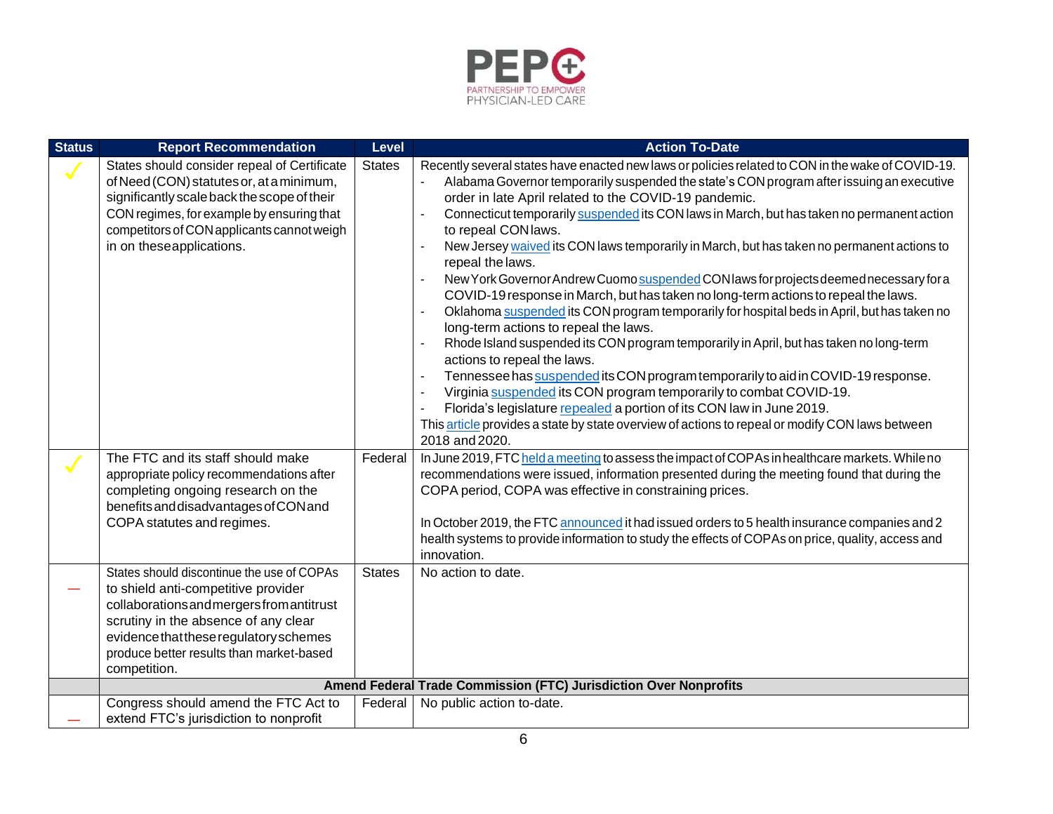| Status | Report Recommendation | Level | Action To-Date |
|---|---|---|---|
| ✓ | States should consider repeal of Certificate of Need (CON) statutes or, at a minimum, significantly scale back the scope of their CON regimes, for example by ensuring that competitors of CON applicants cannot weigh in on these applications. | States | Recently several states have enacted new laws or policies related to CON in the wake of COVID-19.<br>- Alabama Governor temporarily suspended the state's CON program after issuing an executive order in late April related to the COVID-19 pandemic.<br>- Connecticut temporarily suspended its CON laws in March, but has taken no permanent action to repeal CON laws.<br>- New Jersey waived its CON laws temporarily in March, but has taken no permanent actions to repeal the laws.<br>- New York Governor Andrew Cuomo suspended CON laws for projects deemed necessary for a COVID-19 response in March, but has taken no long-term actions to repeal the laws.<br>- Oklahoma suspended its CON program temporarily for hospital beds in April, but has taken no long-term actions to repeal the laws.<br>- Rhode Island suspended its CON program temporarily in April, but has taken no long-term actions to repeal the laws.<br>- Tennessee has suspended its CON program temporarily to aid in COVID-19 response.<br>- Virginia suspended its CON program temporarily to combat COVID-19.<br>- Florida's legislature repealed a portion of its CON law in June 2019.<br>This article provides a state by state overview of actions to repeal or modify CON laws between 2018 and 2020. |
| ✓ | The FTC and its staff should make appropriate policy recommendations after completing ongoing research on the benefits and disadvantages of CON and COPA statutes and regimes. | Federal | In June 2019, FTC held a meeting to assess the impact of COPAs in healthcare markets. While no recommendations were issued, information presented during the meeting found that during the COPA period, COPA was effective in constraining prices.<br><br>In October 2019, the FTC announced it had issued orders to 5 health insurance companies and 2 health systems to provide information to study the effects of COPAs on price, quality, access and innovation. |
| — | States should discontinue the use of COPAs to shield anti-competitive provider collaborations and mergers from antitrust scrutiny in the absence of any clear evidence that these regulatory schemes produce better results than market-based competition. | States | No action to date. |
| | **Amend Federal Trade Commission (FTC) Jurisdiction Over Nonprofits** | | |
| — | Congress should amend the FTC Act to extend FTC's jurisdiction to nonprofit | Federal | No public action to-date. |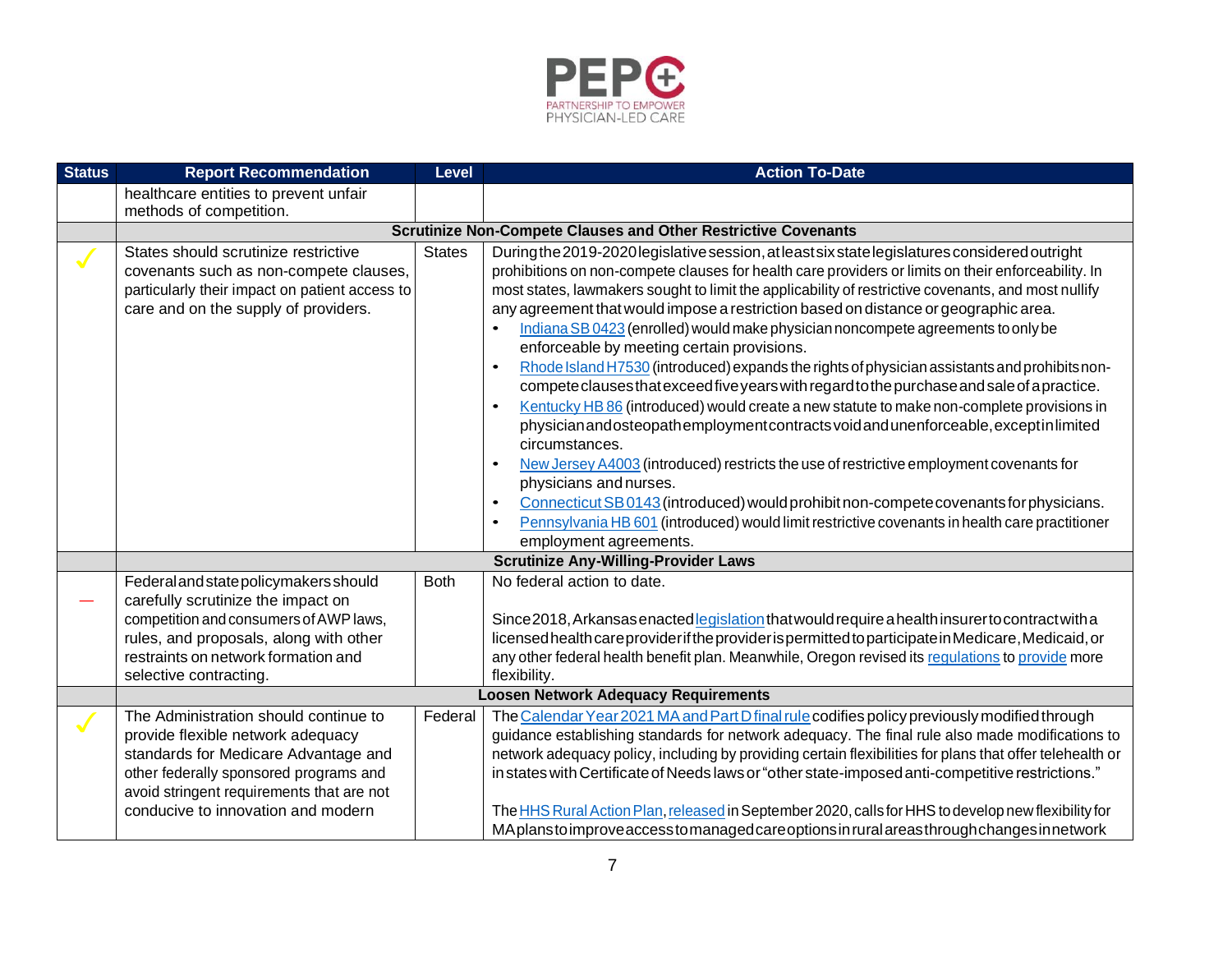| Status | Report Recommendation | Level | Action To-Date |
|---|---|---|---|
| | healthcare entities to prevent unfair methods of competition. | | |
| | **Scrutinize Non-Compete Clauses and Other Restrictive Covenants** | | |
| ✓ | States should scrutinize restrictive covenants such as non-compete clauses, particularly their impact on patient access to care and on the supply of providers. | States | During the 2019-2020 legislative session, at least six state legislatures considered outright prohibitions on non-compete clauses for health care providers or limits on their enforceability. In most states, lawmakers sought to limit the applicability of restrictive covenants, and most nullify any agreement that would impose a restriction based on distance or geographic area. <br>• Indiana SB 0423 (enrolled) would make physician noncompete agreements to only be enforceable by meeting certain provisions. <br>• Rhode Island H7530 (introduced) expands the rights of physician assistants and prohibits non-compete clauses that exceed five years with regard to the purchase and sale of a practice. <br>• Kentucky HB 86 (introduced) would create a new statute to make non-complete provisions in physician and osteopath employment contracts void and unenforceable, except in limited circumstances. <br>• New Jersey A4003 (introduced) restricts the use of restrictive employment covenants for physicians and nurses. <br>• Connecticut SB 0143 (introduced) would prohibit non-compete covenants for physicians. <br>• Pennsylvania HB 601 (introduced) would limit restrictive covenants in health care practitioner employment agreements. |
| | **Scrutinize Any-Willing-Provider Laws** | | |
| — | Federal and state policymakers should carefully scrutinize the impact on competition and consumers of AWP laws, rules, and proposals, along with other restraints on network formation and selective contracting. | Both | No federal action to date. <br><br>Since 2018, Arkansas enacted legislation that would require a health insurer to contract with a licensed health care provider if the provider is permitted to participate in Medicare, Medicaid, or any other federal health benefit plan. Meanwhile, Oregon revised its regulations to provide more flexibility. |
| | **Loosen Network Adequacy Requirements** | | |
| ✓ | The Administration should continue to provide flexible network adequacy standards for Medicare Advantage and other federally sponsored programs and avoid stringent requirements that are not conducive to innovation and modern | Federal | The Calendar Year 2021 MA and Part D final rule codifies policy previously modified through guidance establishing standards for network adequacy. The final rule also made modifications to network adequacy policy, including by providing certain flexibilities for plans that offer telehealth or in states with Certificate of Needs laws or "other state-imposed anti-competitive restrictions." <br><br>The HHS Rural Action Plan, released in September 2020, calls for HHS to develop new flexibility for MA plans to improve access to managed care options in rural areas through changes in network |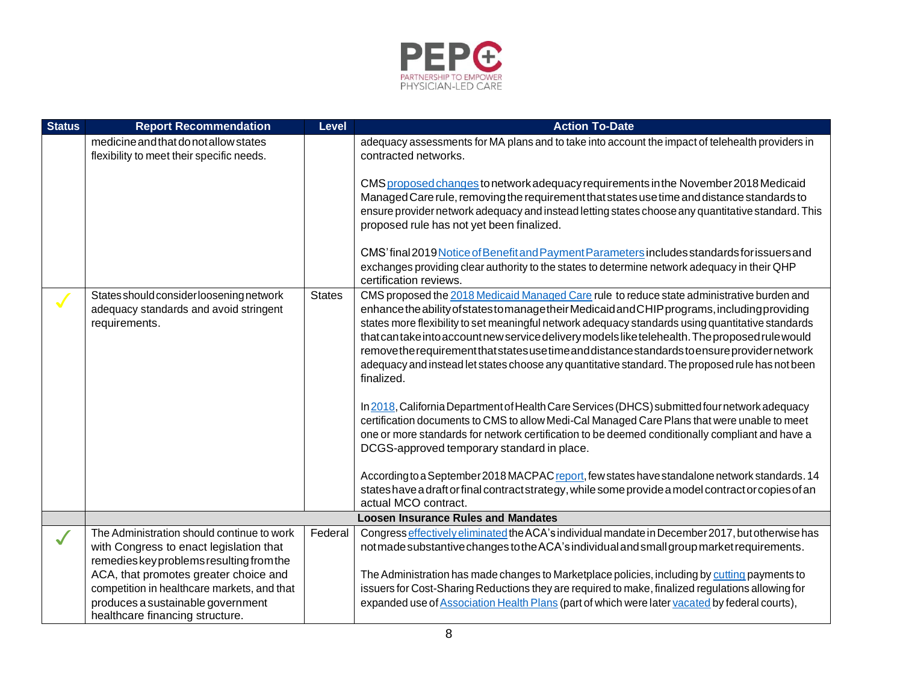| Status | Report Recommendation | Level | Action To-Date |
|---|---|---|---|
| | medicine and that do not allow states flexibility to meet their specific needs. | | adequacy assessments for MA plans and to take into account the impact of telehealth providers in contracted networks.<br><br>CMS proposed changes to network adequacy requirements in the November 2018 Medicaid Managed Care rule, removing the requirement that states use time and distance standards to ensure provider network adequacy and instead letting states choose any quantitative standard. This proposed rule has not yet been finalized.<br><br>CMS' final 2019 Notice of Benefit and Payment Parameters includes standards for issuers and exchanges providing clear authority to the states to determine network adequacy in their QHP certification reviews. |
| ✓ | States should consider loosening network adequacy standards and avoid stringent requirements. | States | CMS proposed the 2018 Medicaid Managed Care rule to reduce state administrative burden and enhance the ability of states to manage their Medicaid and CHIP programs, including providing states more flexibility to set meaningful network adequacy standards using quantitative standards that can take into account new service delivery models like telehealth. The proposed rule would remove the requirement that states use time and distance standards to ensure provider network adequacy and instead let states choose any quantitative standard. The proposed rule has not been finalized.<br><br>In 2018, California Department of Health Care Services (DHCS) submitted four network adequacy certification documents to CMS to allow Medi-Cal Managed Care Plans that were unable to meet one or more standards for network certification to be deemed conditionally compliant and have a DCGS-approved temporary standard in place.<br><br>According to a September 2018 MACPAC report, few states have standalone network standards. 14 states have a draft or final contract strategy, while some provide a model contract or copies of an actual MCO contract. |
| | **Loosen Insurance Rules and Mandates** | | |
| ✓ | The Administration should continue to work with Congress to enact legislation that remedies key problems resulting from the ACA, that promotes greater choice and competition in healthcare markets, and that produces a sustainable government healthcare financing structure. | Federal | Congress effectively eliminated the ACA's individual mandate in December 2017, but otherwise has not made substantive changes to the ACA's individual and small group market requirements.<br><br>The Administration has made changes to Marketplace policies, including by cutting payments to issuers for Cost-Sharing Reductions they are required to make, finalized regulations allowing for expanded use of Association Health Plans (part of which were later vacated by federal courts), |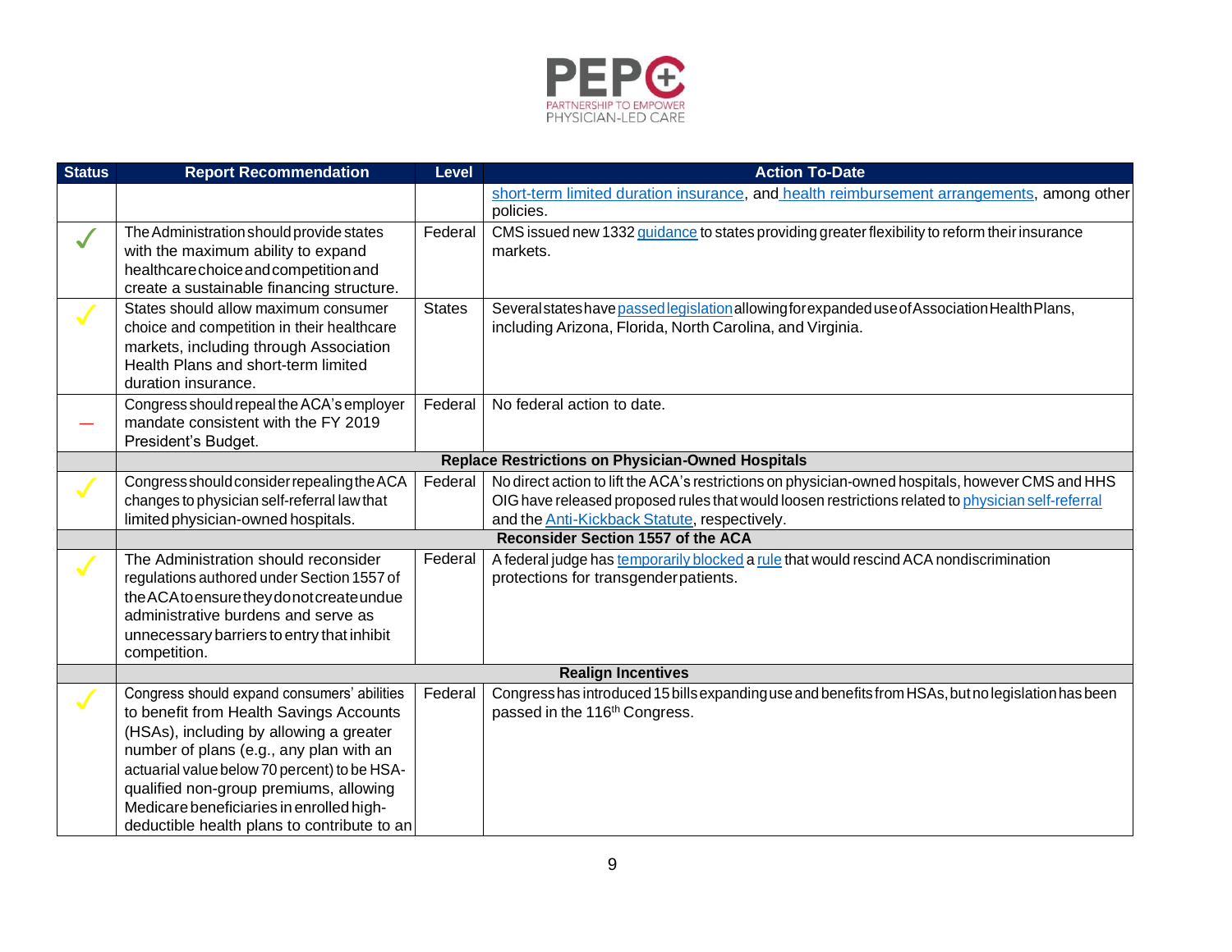| Status | Report Recommendation | Level | Action To-Date |
|---|---|---|---|
| | | | short-term limited duration insurance, and health reimbursement arrangements, among other policies. |
| ✓ | The Administration should provide states with the maximum ability to expand healthcare choice and competition and create a sustainable financing structure. | Federal | CMS issued new 1332 guidance to states providing greater flexibility to reform their insurance markets. |
| ✓ | States should allow maximum consumer choice and competition in their healthcare markets, including through Association Health Plans and short-term limited duration insurance. | States | Several states have passed legislation allowing for expanded use of Association Health Plans, including Arizona, Florida, North Carolina, and Virginia. |
| — | Congress should repeal the ACA's employer mandate consistent with the FY 2019 President's Budget. | Federal | No federal action to date. |
| | **Replace Restrictions on Physician-Owned Hospitals** | | |
| ✓ | Congress should consider repealing the ACA changes to physician self-referral law that limited physician-owned hospitals. | Federal | No direct action to lift the ACA's restrictions on physician-owned hospitals, however CMS and HHS OIG have released proposed rules that would loosen restrictions related to physician self-referral and the Anti-Kickback Statute, respectively. |
| | **Reconsider Section 1557 of the ACA** | | |
| ✓ | The Administration should reconsider regulations authored under Section 1557 of the ACA to ensure they do not create undue administrative burdens and serve as unnecessary barriers to entry that inhibit competition. | Federal | A federal judge has temporarily blocked a rule that would rescind ACA nondiscrimination protections for transgender patients. |
| | **Realign Incentives** | | |
| ✓ | Congress should expand consumers' abilities to benefit from Health Savings Accounts (HSAs), including by allowing a greater number of plans (e.g., any plan with an actuarial value below 70 percent) to be HSA-qualified non-group premiums, allowing Medicare beneficiaries in enrolled high-deductible health plans to contribute to an | Federal | Congress has introduced 15 bills expanding use and benefits from HSAs, but no legislation has been passed in the 116th Congress. |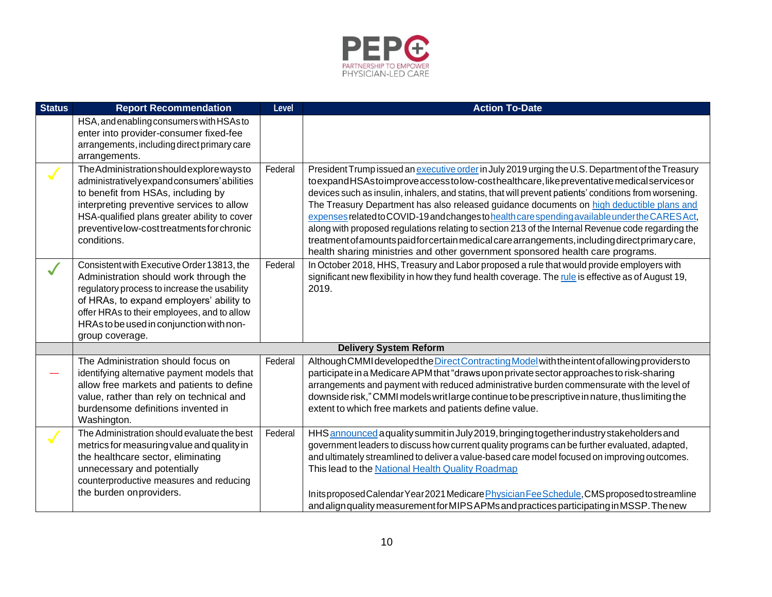| Status | Report Recommendation | Level | Action To-Date |
|---|---|---|---|
| | HSA, and enabling consumers with HSAs to enter into provider-consumer fixed-fee arrangements, including direct primary care arrangements. | | |
| ✓ | The Administration should explore ways to administratively expand consumers' abilities to benefit from HSAs, including by interpreting preventive services to allow HSA-qualified plans greater ability to cover preventive low-cost treatments for chronic conditions. | Federal | President Trump issued an executive order in July 2019 urging the U.S. Department of the Treasury to expand HSAs to improve access to low-cost healthcare, like preventative medical services or devices such as insulin, inhalers, and statins, that will prevent patients' conditions from worsening. The Treasury Department has also released guidance documents on high deductible plans and expenses related to COVID-19 and changes to health care spending available under the CARES Act, along with proposed regulations relating to section 213 of the Internal Revenue code regarding the treatment of amounts paid for certain medical care arrangements, including direct primary care, health sharing ministries and other government sponsored health care programs. |
| ✓ | Consistent with Executive Order 13813, the Administration should work through the regulatory process to increase the usability of HRAs, to expand employers' ability to offer HRAs to their employees, and to allow HRAs to be used in conjunction with non-group coverage. | Federal | In October 2018, HHS, Treasury and Labor proposed a rule that would provide employers with significant new flexibility in how they fund health coverage. The rule is effective as of August 19, 2019. |
| | **Delivery System Reform** | | |
| — | The Administration should focus on identifying alternative payment models that allow free markets and patients to define value, rather than rely on technical and burdensome definitions invented in Washington. | Federal | Although CMMI developed the Direct Contracting Model with the intent of allowing providers to participate in a Medicare APM that "draws upon private sector approaches to risk-sharing arrangements and payment with reduced administrative burden commensurate with the level of downside risk," CMMI models writ large continue to be prescriptive in nature, thus limiting the extent to which free markets and patients define value. |
| ✓ | The Administration should evaluate the best metrics for measuring value and quality in the healthcare sector, eliminating unnecessary and potentially counterproductive measures and reducing the burden on providers. | Federal | HHS announced a quality summit in July 2019, bringing together industry stakeholders and government leaders to discuss how current quality programs can be further evaluated, adapted, and ultimately streamlined to deliver a value-based care model focused on improving outcomes. This lead to the National Health Quality Roadmap<br><br>In its proposed Calendar Year 2021 Medicare Physician Fee Schedule, CMS proposed to streamline and align quality measurement for MIPS APMs and practices participating in MSSP. The new |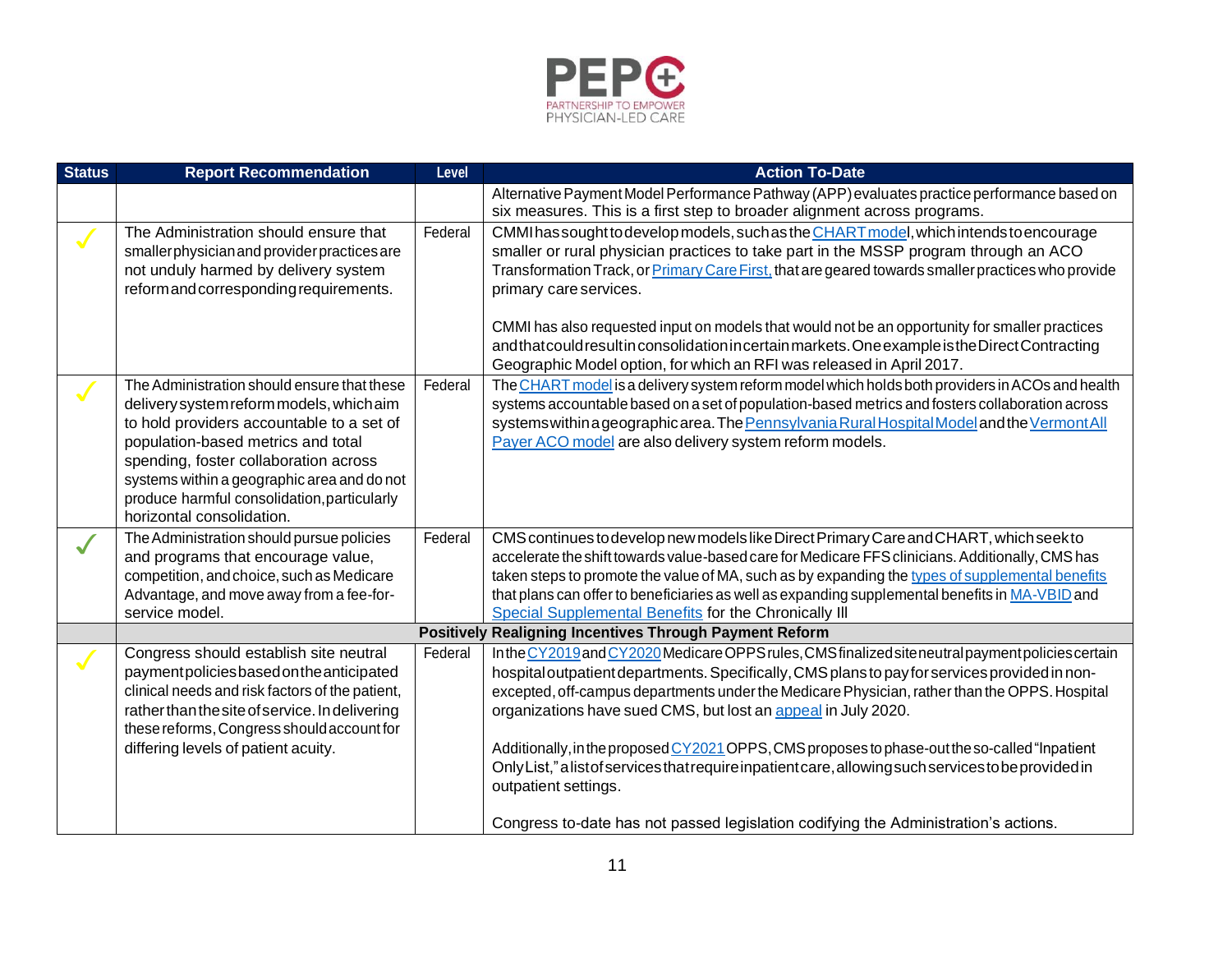| Status | Report Recommendation | Level | Action To-Date |
|---|---|---|---|
| | | | Alternative Payment Model Performance Pathway (APP) evaluates practice performance based on six measures. This is a first step to broader alignment across programs. |
| ✓ | The Administration should ensure that smaller physician and provider practices are not unduly harmed by delivery system reform and corresponding requirements. | Federal | CMMI has sought to develop models, such as the CHART model, which intends to encourage smaller or rural physician practices to take part in the MSSP program through an ACO Transformation Track, or Primary Care First, that are geared towards smaller practices who provide primary care services.<br><br>CMMI has also requested input on models that would not be an opportunity for smaller practices and that could result in consolidation in certain markets. One example is the Direct Contracting Geographic Model option, for which an RFI was released in April 2017. |
| ✓ | The Administration should ensure that these delivery system reform models, which aim to hold providers accountable to a set of population-based metrics and total spending, foster collaboration across systems within a geographic area and do not produce harmful consolidation, particularly horizontal consolidation. | Federal | The CHART model is a delivery system reform model which holds both providers in ACOs and health systems accountable based on a set of population-based metrics and fosters collaboration across systems within a geographic area. The Pennsylvania Rural Hospital Model and the Vermont All Payer ACO model are also delivery system reform models. |
| ✓ | The Administration should pursue policies and programs that encourage value, competition, and choice, such as Medicare Advantage, and move away from a fee-for-service model. | Federal | CMS continues to develop new models like Direct Primary Care and CHART, which seek to accelerate the shift towards value-based care for Medicare FFS clinicians. Additionally, CMS has taken steps to promote the value of MA, such as by expanding the types of supplemental benefits that plans can offer to beneficiaries as well as expanding supplemental benefits in MA-VBID and Special Supplemental Benefits for the Chronically Ill |
| | **Positively Realigning Incentives Through Payment Reform** | | |
| ✓ | Congress should establish site neutral payment policies based on the anticipated clinical needs and risk factors of the patient, rather than the site of service. In delivering these reforms, Congress should account for differing levels of patient acuity. | Federal | In the CY2019 and CY2020 Medicare OPPS rules, CMS finalized site neutral payment policies certain hospital outpatient departments. Specifically, CMS plans to pay for services provided in non-excepted, off-campus departments under the Medicare Physician, rather than the OPPS. Hospital organizations have sued CMS, but lost an appeal in July 2020.<br><br>Additionally, in the proposed CY2021 OPPS, CMS proposes to phase-out the so-called "Inpatient Only List," a list of services that require inpatient care, allowing such services to be provided in outpatient settings.<br><br>Congress to-date has not passed legislation codifying the Administration's actions. |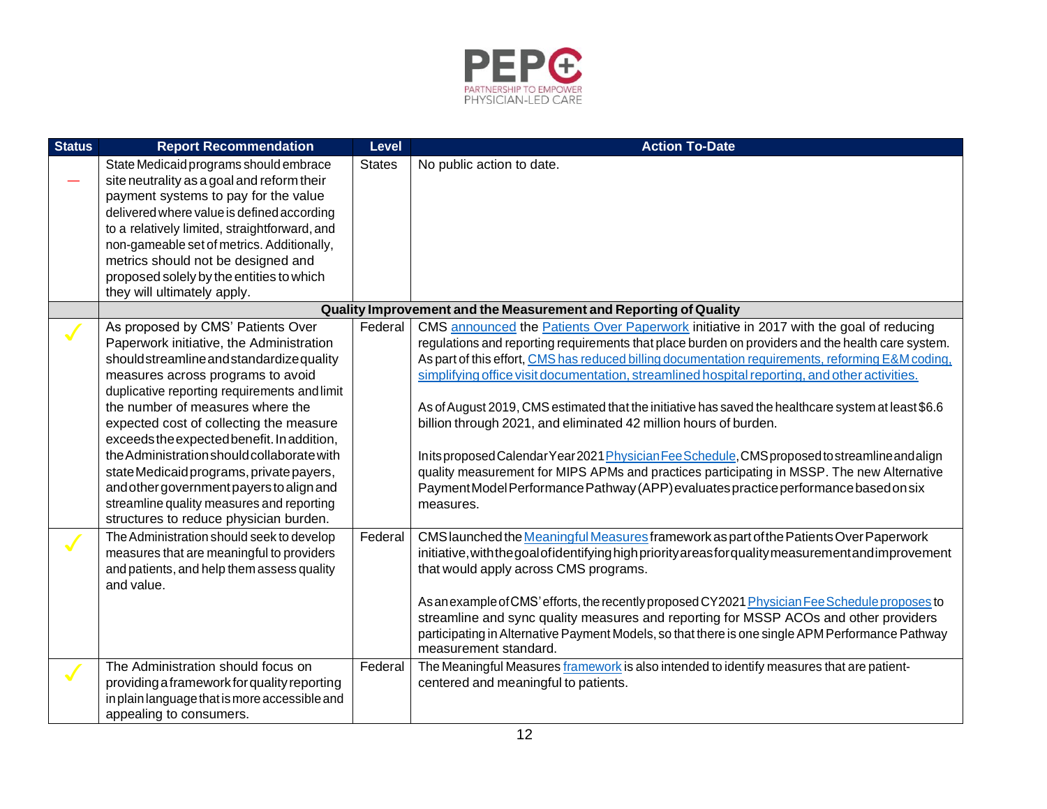| Status | Report Recommendation | Level | Action To-Date |
|---|---|---|---|
| — | State Medicaid programs should embrace site neutrality as a goal and reform their payment systems to pay for the value delivered where value is defined according to a relatively limited, straightforward, and non-gameable set of metrics. Additionally, metrics should not be designed and proposed solely by the entities to which they will ultimately apply. | States | No public action to date. |
| | **Quality Improvement and the Measurement and Reporting of Quality** | | |
| ✓ | As proposed by CMS' Patients Over Paperwork initiative, the Administration should streamline and standardize quality measures across programs to avoid duplicative reporting requirements and limit the number of measures where the expected cost of collecting the measure exceeds the expected benefit. In addition, the Administration should collaborate with state Medicaid programs, private payers, and other government payers to align and streamline quality measures and reporting structures to reduce physician burden. | Federal | CMS announced the Patients Over Paperwork initiative in 2017 with the goal of reducing regulations and reporting requirements that place burden on providers and the health care system. As part of this effort, CMS has reduced billing documentation requirements, reforming E&M coding, simplifying office visit documentation, streamlined hospital reporting, and other activities.<br><br>As of August 2019, CMS estimated that the initiative has saved the healthcare system at least $6.6 billion through 2021, and eliminated 42 million hours of burden.<br><br>In its proposed Calendar Year 2021 Physician Fee Schedule, CMS proposed to streamline and align quality measurement for MIPS APMs and practices participating in MSSP. The new Alternative Payment Model Performance Pathway (APP) evaluates practice performance based on six measures. |
| ✓ | The Administration should seek to develop measures that are meaningful to providers and patients, and help them assess quality and value. | Federal | CMS launched the Meaningful Measures framework as part of the Patients Over Paperwork initiative, with the goal of identifying high priority areas for quality measurement and improvement that would apply across CMS programs.<br><br>As an example of CMS' efforts, the recently proposed CY2021 Physician Fee Schedule proposes to streamline and sync quality measures and reporting for MSSP ACOs and other providers participating in Alternative Payment Models, so that there is one single APM Performance Pathway measurement standard. |
| ✓ | The Administration should focus on providing a framework for quality reporting in plain language that is more accessible and appealing to consumers. | Federal | The Meaningful Measures framework is also intended to identify measures that are patient-centered and meaningful to patients. |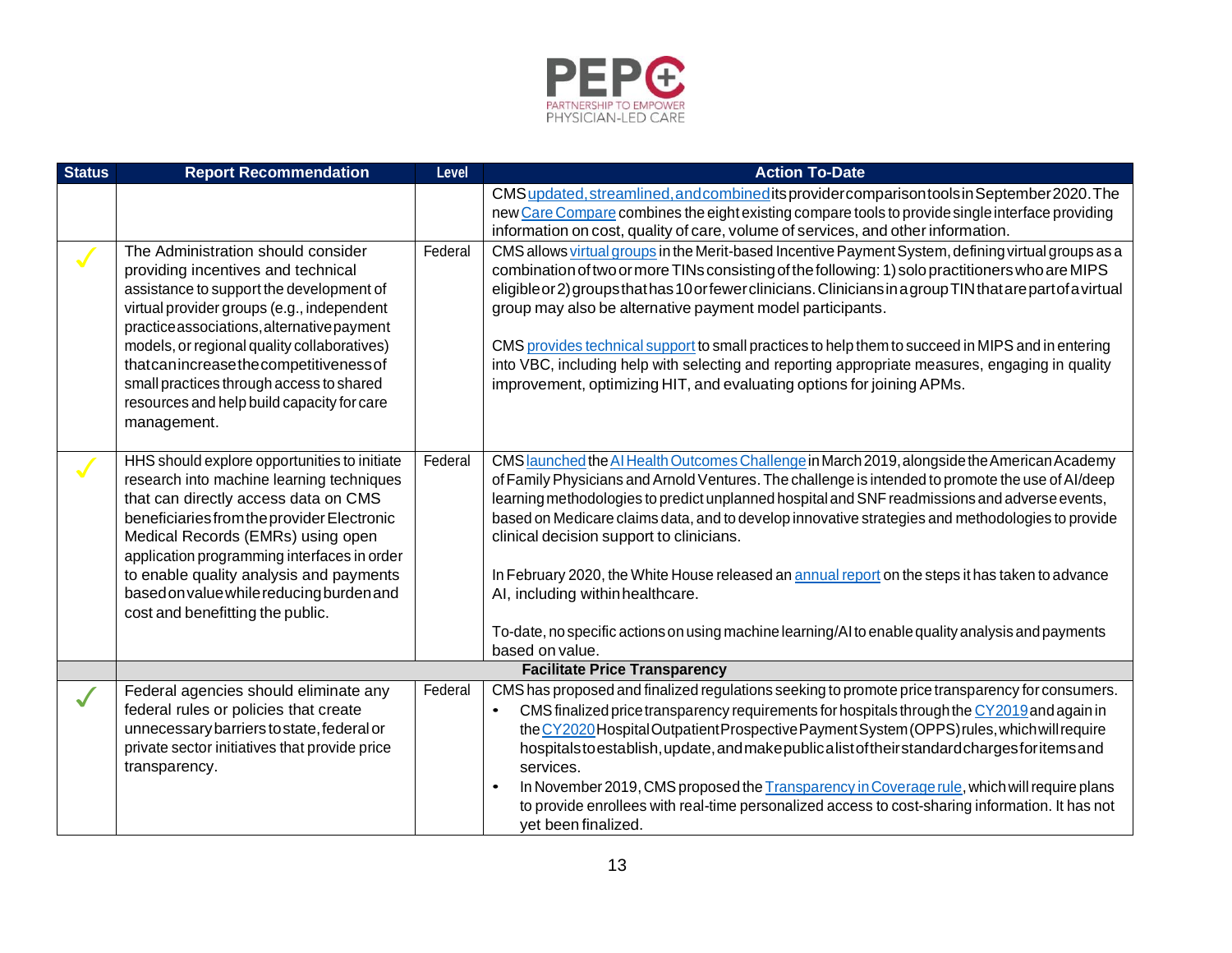| Status | Report Recommendation | Level | Action To-Date |
|---|---|---|---|
| | | | CMS updated, streamlined, and combined its provider comparison tools in September 2020. The new Care Compare combines the eight existing compare tools to provide single interface providing information on cost, quality of care, volume of services, and other information. |
| ✓ | The Administration should consider providing incentives and technical assistance to support the development of virtual provider groups (e.g., independent practice associations, alternative payment models, or regional quality collaboratives) that can increase the competitiveness of small practices through access to shared resources and help build capacity for care management. | Federal | CMS allows virtual groups in the Merit-based Incentive Payment System, defining virtual groups as a combination of two or more TINs consisting of the following: 1) solo practitioners who are MIPS eligible or 2) groups that has 10 or fewer clinicians. Clinicians in a group TIN that are part of a virtual group may also be alternative payment model participants.<br><br>CMS provides technical support to small practices to help them to succeed in MIPS and in entering into VBC, including help with selecting and reporting appropriate measures, engaging in quality improvement, optimizing HIT, and evaluating options for joining APMs. |
| ✓ | HHS should explore opportunities to initiate research into machine learning techniques that can directly access data on CMS beneficiaries from the provider Electronic Medical Records (EMRs) using open application programming interfaces in order to enable quality analysis and payments based on value while reducing burden and cost and benefitting the public. | Federal | CMS launched the AI Health Outcomes Challenge in March 2019, alongside the American Academy of Family Physicians and Arnold Ventures. The challenge is intended to promote the use of AI/deep learning methodologies to predict unplanned hospital and SNF readmissions and adverse events, based on Medicare claims data, and to develop innovative strategies and methodologies to provide clinical decision support to clinicians.<br><br>In February 2020, the White House released an annual report on the steps it has taken to advance AI, including within healthcare.<br><br>To-date, no specific actions on using machine learning/AI to enable quality analysis and payments based on value. |
| | **Facilitate Price Transparency** | | |
| ✓ | Federal agencies should eliminate any federal rules or policies that create unnecessary barriers to state, federal or private sector initiatives that provide price transparency. | Federal | CMS has proposed and finalized regulations seeking to promote price transparency for consumers.<br>• CMS finalized price transparency requirements for hospitals through the CY2019 and again in the CY2020 Hospital Outpatient Prospective Payment System (OPPS) rules, which will require hospitals to establish, update, and make public a list of their standard charges for items and services.<br>• In November 2019, CMS proposed the Transparency in Coverage rule, which will require plans to provide enrollees with real-time personalized access to cost-sharing information. It has not yet been finalized. |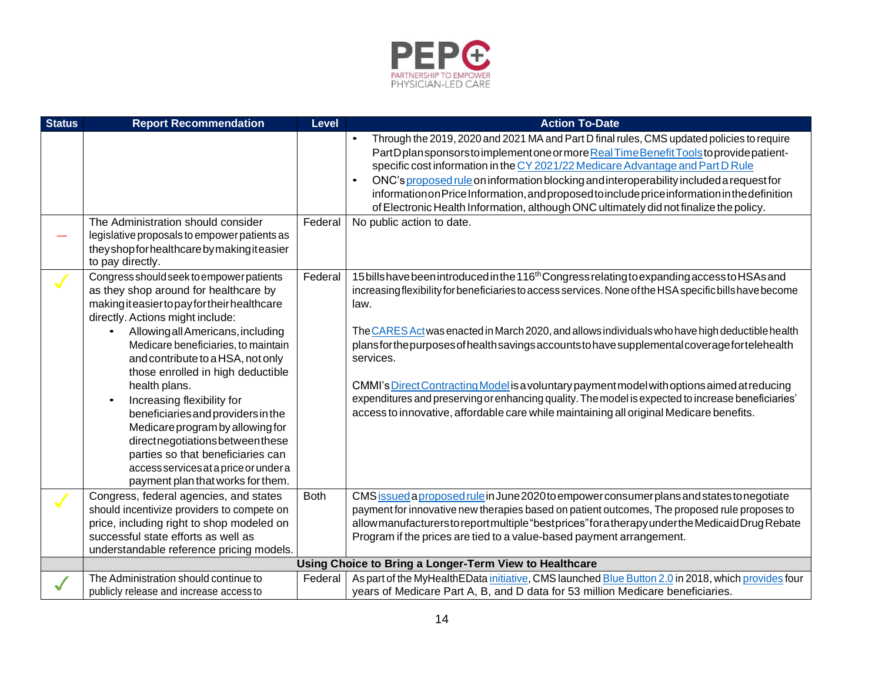| Status | Report Recommendation | Level | Action To-Date |
|---|---|---|---|
| | | | • Through the 2019, 2020 and 2021 MA and Part D final rules, CMS updated policies to require Part D plan sponsors to implement one or more Real Time Benefit Tools to provide patient-specific cost information in the CY 2021/22 Medicare Advantage and Part D Rule<br>• ONC's proposed rule on information blocking and interoperability included a request for information on Price Information, and proposed to include price information in the definition of Electronic Health Information, although ONC ultimately did not finalize the policy. |
| — | The Administration should consider legislative proposals to empower patients as they shop for healthcare by making it easier to pay directly. | Federal | No public action to date. |
| ✓ | Congress should seek to empower patients as they shop around for healthcare by making it easier to pay for their healthcare directly. Actions might include:<br>• Allowing all Americans, including Medicare beneficiaries, to maintain and contribute to a HSA, not only those enrolled in high deductible health plans.<br>• Increasing flexibility for beneficiaries and providers in the Medicare program by allowing for direct negotiations between these parties so that beneficiaries can access services at a price or under a payment plan that works for them. | Federal | 15 bills have been introduced in the 116th Congress relating to expanding access to HSAs and increasing flexibility for beneficiaries to access services. None of the HSA specific bills have become law.<br><br>The CARES Act was enacted in March 2020, and allows individuals who have high deductible health plans for the purposes of health savings accounts to have supplemental coverage for telehealth services.<br><br>CMMI's Direct Contracting Model is a voluntary payment model with options aimed at reducing expenditures and preserving or enhancing quality. The model is expected to increase beneficiaries' access to innovative, affordable care while maintaining all original Medicare benefits. |
| ✓ | Congress, federal agencies, and states should incentivize providers to compete on price, including right to shop modeled on successful state efforts as well as understandable reference pricing models. | Both | CMS issued a proposed rule in June 2020 to empower consumer plans and states to negotiate payment for innovative new therapies based on patient outcomes, The proposed rule proposes to allow manufacturers to report multiple "best prices" for a therapy under the Medicaid Drug Rebate Program if the prices are tied to a value-based payment arrangement. |
| | **Using Choice to Bring a Longer-Term View to Healthcare** | | |
| ✓ | The Administration should continue to publicly release and increase access to | Federal | As part of the MyHealthEData initiative, CMS launched Blue Button 2.0 in 2018, which provides four years of Medicare Part A, B, and D data for 53 million Medicare beneficiaries. |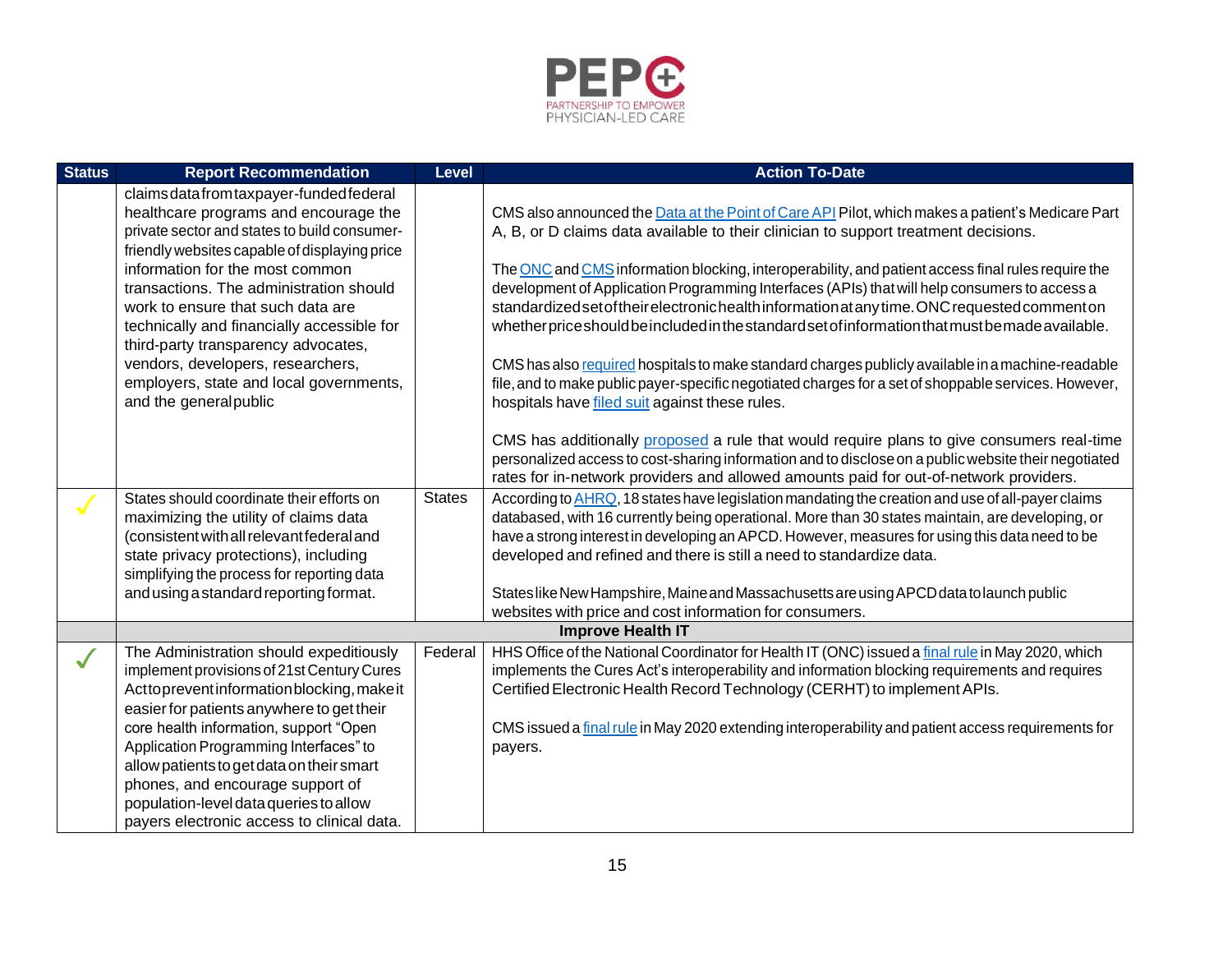| Status | Report Recommendation | Level | Action To-Date |
|---|---|---|---|
| | claims data from taxpayer-funded federal healthcare programs and encourage the private sector and states to build consumer-friendly websites capable of displaying price information for the most common transactions. The administration should work to ensure that such data are technically and financially accessible for third-party transparency advocates, vendors, developers, researchers, employers, state and local governments, and the general public | | CMS also announced the Data at the Point of Care API Pilot, which makes a patient's Medicare Part A, B, or D claims data available to their clinician to support treatment decisions.<br><br>The ONC and CMS information blocking, interoperability, and patient access final rules require the development of Application Programming Interfaces (APIs) that will help consumers to access a standardized set of their electronic health information at any time. ONC requested comment on whether price should be included in the standard set of information that must be made available.<br><br>CMS has also required hospitals to make standard charges publicly available in a machine-readable file, and to make public payer-specific negotiated charges for a set of shoppable services. However, hospitals have filed suit against these rules.<br><br>CMS has additionally proposed a rule that would require plans to give consumers real-time personalized access to cost-sharing information and to disclose on a public website their negotiated rates for in-network providers and allowed amounts paid for out-of-network providers. |
| ✓ | States should coordinate their efforts on maximizing the utility of claims data (consistent with all relevant federal and state privacy protections), including simplifying the process for reporting data and using a standard reporting format. | States | According to AHRQ, 18 states have legislation mandating the creation and use of all-payer claims databased, with 16 currently being operational. More than 30 states maintain, are developing, or have a strong interest in developing an APCD. However, measures for using this data need to be developed and refined and there is still a need to standardize data.<br><br>States like New Hampshire, Maine and Massachusetts are using APCD data to launch public websites with price and cost information for consumers. |
| | **Improve Health IT** | | |
| ✓ | The Administration should expeditiously implement provisions of 21st Century Cures Act to prevent information blocking, make it easier for patients anywhere to get their core health information, support "Open Application Programming Interfaces" to allow patients to get data on their smart phones, and encourage support of population-level data queries to allow payers electronic access to clinical data. | Federal | HHS Office of the National Coordinator for Health IT (ONC) issued a final rule in May 2020, which implements the Cures Act's interoperability and information blocking requirements and requires Certified Electronic Health Record Technology (CERHT) to implement APIs.<br><br>CMS issued a final rule in May 2020 extending interoperability and patient access requirements for payers. |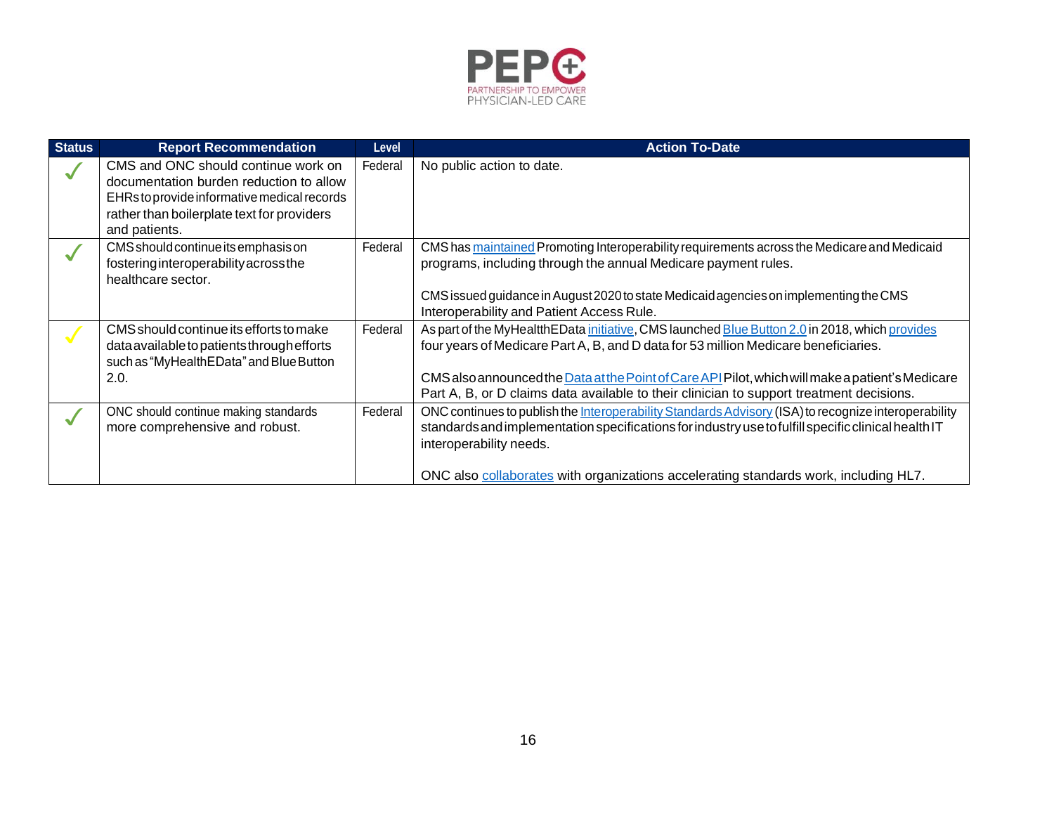| Status | Report Recommendation | Level | Action To-Date |
| --- | --- | --- | --- |
| ✓ | CMS and ONC should continue work on documentation burden reduction to allow EHRs to provide informative medical records rather than boilerplate text for providers and patients. | Federal | No public action to date. |
| ✓ | CMS should continue its emphasis on fostering interoperability across the healthcare sector. | Federal | CMS has maintained Promoting Interoperability requirements across the Medicare and Medicaid programs, including through the annual Medicare payment rules.<br><br>CMS issued guidance in August 2020 to state Medicaid agencies on implementing the CMS Interoperability and Patient Access Rule. |
| ✓ | CMS should continue its efforts to make data available to patients through efforts such as "MyHealthEData" and Blue Button 2.0. | Federal | As part of the MyHealtthEData initiative, CMS launched Blue Button 2.0 in 2018, which provides four years of Medicare Part A, B, and D data for 53 million Medicare beneficiaries.<br><br>CMS also announced the Data at the Point of Care API Pilot, which will make a patient's Medicare Part A, B, or D claims data available to their clinician to support treatment decisions. |
| ✓ | ONC should continue making standards more comprehensive and robust. | Federal | ONC continues to publish the Interoperability Standards Advisory (ISA) to recognize interoperability standards and implementation specifications for industry use to fulfill specific clinical health IT interoperability needs.<br><br>ONC also collaborates with organizations accelerating standards work, including HL7. |